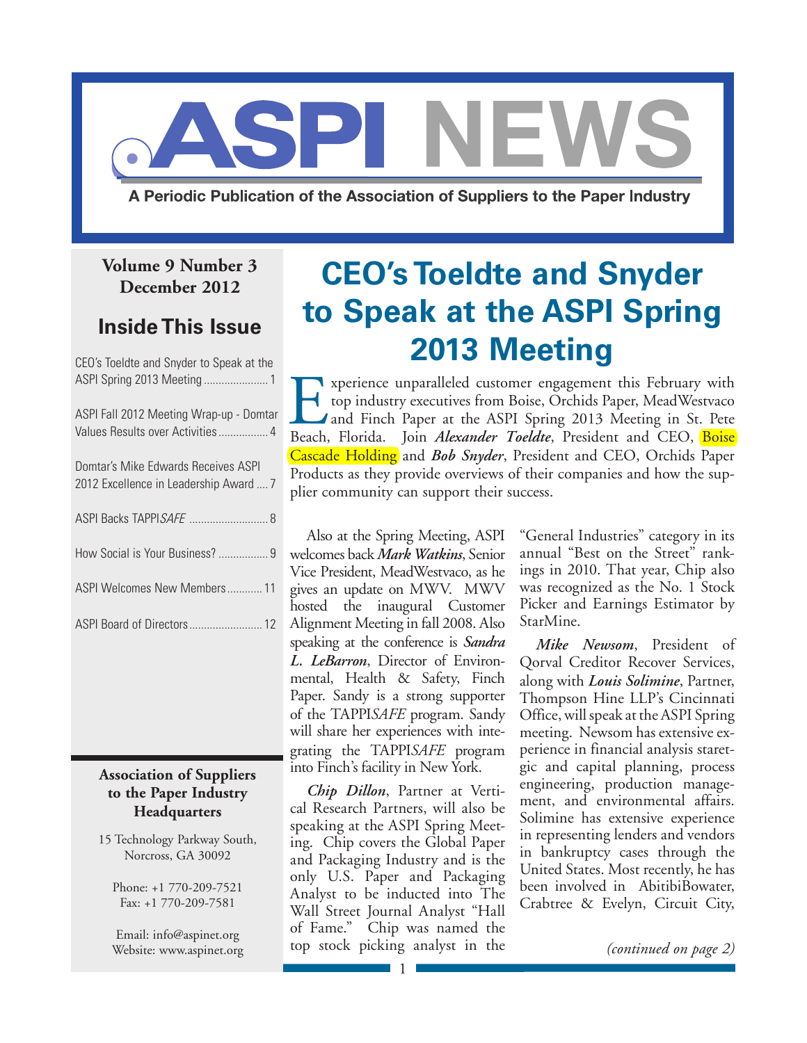# ASPI NEWS

A Periodic Publication of the Association of Suppliers to the Paper Industry

**Volume 9 Number 3**
**December 2012**

## Inside This Issue

- CEO's Toeldte and Snyder to Speak at the ASPI Spring 2013 Meeting ...................... 1
- ASPI Fall 2012 Meeting Wrap-up - Domtar Values Results over Activities ................. 4
- Domtar's Mike Edwards Receives ASPI 2012 Excellence in Leadership Award .... 7
- ASPI Backs TAPPI*SAFE* ........................... 8
- How Social is Your Business? ................. 9
- ASPI Welcomes New Members ............ 11
- ASPI Board of Directors ......................... 12

**Association of Suppliers to the Paper Industry Headquarters**

15 Technology Parkway South,
Norcross, GA 30092

Phone: +1 770-209-7521
Fax: +1 770-209-7581

Email: info@aspinet.org
Website: www.aspinet.org

# CEO's Toeldte and Snyder to Speak at the ASPI Spring 2013 Meeting

Experience unparalleled customer engagement this February with top industry executives from Boise, Orchids Paper, MeadWestvaco and Finch Paper at the ASPI Spring 2013 Meeting in St. Pete Beach, Florida. Join ***Alexander Toeldte***, President and CEO, Boise Cascade Holding and ***Bob Snyder***, President and CEO, Orchids Paper Products as they provide overviews of their companies and how the supplier community can support their success.

Also at the Spring Meeting, ASPI welcomes back ***Mark Watkins***, Senior Vice President, MeadWestvaco, as he gives an update on MWV. MWV hosted the inaugural Customer Alignment Meeting in fall 2008. Also speaking at the conference is ***Sandra L. LeBarron***, Director of Environmental, Health & Safety, Finch Paper. Sandy is a strong supporter of the TAPPI*SAFE* program. Sandy will share her experiences with integrating the TAPPI*SAFE* program into Finch's facility in New York.

***Chip Dillon***, Partner at Vertical Research Partners, will also be speaking at the ASPI Spring Meeting. Chip covers the Global Paper and Packaging Industry and is the only U.S. Paper and Packaging Analyst to be inducted into The Wall Street Journal Analyst "Hall of Fame." Chip was named the top stock picking analyst in the "General Industries" category in its annual "Best on the Street" rankings in 2010. That year, Chip also was recognized as the No. 1 Stock Picker and Earnings Estimator by StarMine.

***Mike Newsom***, President of Qorval Creditor Recover Services, along with ***Louis Solimine***, Partner, Thompson Hine LLP's Cincinnati Office, will speak at the ASPI Spring meeting. Newsom has extensive experience in financial analysis staretgic and capital planning, process engineering, production management, and environmental affairs. Solimine has extensive experience in representing lenders and vendors in bankruptcy cases through the United States. Most recently, he has been involved in AbitibiBowater, Crabtree & Evelyn, Circuit City,

*(continued on page 2)*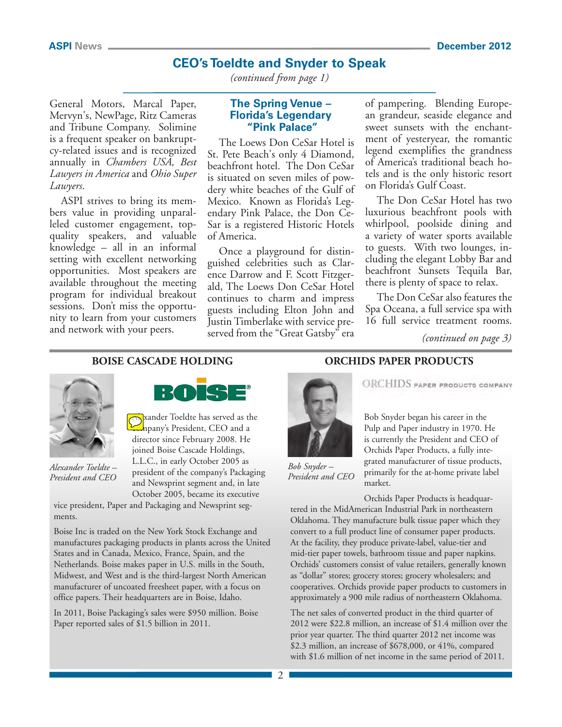## CEO's Toeldte and Snyder to Speak

*(continued from page 1)*

General Motors, Marcal Paper, Mervyn's, NewPage, Ritz Cameras and Tribune Company. Solimine is a frequent speaker on bankruptcy-related issues and is recognized annually in *Chambers USA, Best Lawyers in America* and *Ohio Super Lawyers*.

ASPI strives to bring its members value in providing unparalleled customer engagement, top-quality speakers, and valuable knowledge – all in an informal setting with excellent networking opportunities. Most speakers are available throughout the meeting program for individual breakout sessions. Don't miss the opportunity to learn from your customers and network with your peers.

### The Spring Venue – Florida's Legendary "Pink Palace"

The Loews Don CeSar Hotel is St. Pete Beach's only 4 Diamond, beachfront hotel. The Don CeSar is situated on seven miles of powdery white beaches of the Gulf of Mexico. Known as Florida's Legendary Pink Palace, the Don CeSar is a registered Historic Hotels of America.

Once a playground for distinguished celebrities such as Clarence Darrow and F. Scott Fitzgerald, The Loews Don CeSar Hotel continues to charm and impress guests including Elton John and Justin Timberlake with service preserved from the "Great Gatsby" era of pampering. Blending European grandeur, seaside elegance and sweet sunsets with the enchantment of yesteryear, the romantic legend exemplifies the grandness of America's traditional beach hotels and is the only historic resort on Florida's Gulf Coast.

The Don CeSar Hotel has two luxurious beachfront pools with whirlpool, poolside dining and a variety of water sports available to guests. With two lounges, including the elegant Lobby Bar and beachfront Sunsets Tequila Bar, there is plenty of space to relax.

The Don CeSar also features the Spa Oceana, a full service spa with 16 full service treatment rooms.

*(continued on page 3)*

### BOISE CASCADE HOLDING

BOISE®

*Alexander Toeldte – President and CEO*

Alexander Toeldte has served as the Company's President, CEO and a director since February 2008. He joined Boise Cascade Holdings, L.L.C., in early October 2005 as president of the company's Packaging and Newsprint segment and, in late October 2005, became its executive vice president, Paper and Packaging and Newsprint segments.

Boise Inc is traded on the New York Stock Exchange and manufactures packaging products in plants across the United States and in Canada, Mexico, France, Spain, and the Netherlands. Boise makes paper in U.S. mills in the South, Midwest, and West and is the third-largest North American manufacturer of uncoated freesheet paper, with a focus on office papers. Their headquarters are in Boise, Idaho.

In 2011, Boise Packaging's sales were $950 million. Boise Paper reported sales of $1.5 billion in 2011.

### ORCHIDS PAPER PRODUCTS

ORCHIDS PAPER PRODUCTS COMPANY

*Bob Snyder – President and CEO*

Bob Snyder began his career in the Pulp and Paper industry in 1970. He is currently the President and CEO of Orchids Paper Products, a fully integrated manufacturer of tissue products, primarily for the at-home private label market.

Orchids Paper Products is headquartered in the MidAmerican Industrial Park in northeastern Oklahoma. They manufacture bulk tissue paper which they convert to a full product line of consumer paper products. At the facility, they produce private-label, value-tier and mid-tier paper towels, bathroom tissue and paper napkins. Orchids' customers consist of value retailers, generally known as "dollar" stores; grocery stores; grocery wholesalers; and cooperatives. Orchids provide paper products to customers in approximately a 900 mile radius of northeastern Oklahoma.

The net sales of converted product in the third quarter of 2012 were $22.8 million, an increase of $1.4 million over the prior year quarter. The third quarter 2012 net income was $2.3 million, an increase of $678,000, or 41%, compared with $1.6 million of net income in the same period of 2011.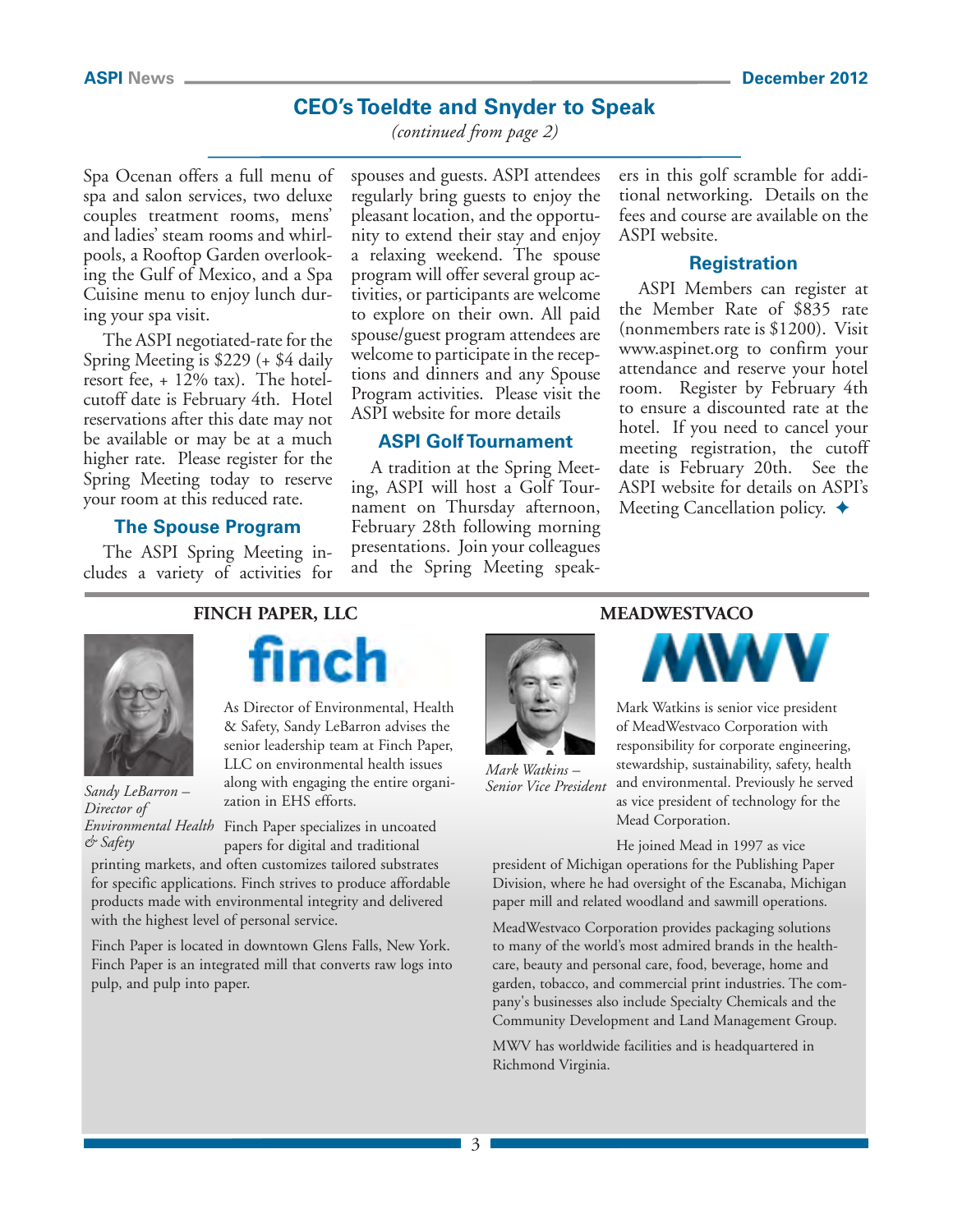## CEO's Toeldte and Snyder to Speak

*(continued from page 2)*

Spa Ocenan offers a full menu of spa and salon services, two deluxe couples treatment rooms, mens' and ladies' steam rooms and whirlpools, a Rooftop Garden overlooking the Gulf of Mexico, and a Spa Cuisine menu to enjoy lunch during your spa visit.

The ASPI negotiated-rate for the Spring Meeting is $229 (+ $4 daily resort fee, + 12% tax). The hotel-cutoff date is February 4th. Hotel reservations after this date may not be available or may be at a much higher rate. Please register for the Spring Meeting today to reserve your room at this reduced rate.

### The Spouse Program

The ASPI Spring Meeting includes a variety of activities for spouses and guests. ASPI attendees regularly bring guests to enjoy the pleasant location, and the opportunity to extend their stay and enjoy a relaxing weekend. The spouse program will offer several group activities, or participants are welcome to explore on their own. All paid spouse/guest program attendees are welcome to participate in the receptions and dinners and any Spouse Program activities. Please visit the ASPI website for more details

### ASPI Golf Tournament

A tradition at the Spring Meeting, ASPI will host a Golf Tournament on Thursday afternoon, February 28th following morning presentations. Join your colleagues and the Spring Meeting speakers in this golf scramble for additional networking. Details on the fees and course are available on the ASPI website.

### Registration

ASPI Members can register at the Member Rate of $835 rate (nonmembers rate is $1200). Visit www.aspinet.org to confirm your attendance and reserve your hotel room. Register by February 4th to ensure a discounted rate at the hotel. If you need to cancel your meeting registration, the cutoff date is February 20th. See the ASPI website for details on ASPI's Meeting Cancellation policy. ✦

---

### FINCH PAPER, LLC

finch

*Sandy LeBarron – Director of Environmental Health & Safety*

As Director of Environmental, Health & Safety, Sandy LeBarron advises the senior leadership team at Finch Paper, LLC on environmental health issues along with engaging the entire organization in EHS efforts.

Finch Paper specializes in uncoated papers for digital and traditional printing markets, and often customizes tailored substrates for specific applications. Finch strives to produce affordable products made with environmental integrity and delivered with the highest level of personal service.

Finch Paper is located in downtown Glens Falls, New York. Finch Paper is an integrated mill that converts raw logs into pulp, and pulp into paper.

### MEADWESTVACO

MWV

*Mark Watkins – Senior Vice President*

Mark Watkins is senior vice president of MeadWestvaco Corporation with responsibility for corporate engineering, stewardship, sustainability, safety, health and environmental. Previously he served as vice president of technology for the Mead Corporation.

He joined Mead in 1997 as vice president of Michigan operations for the Publishing Paper Division, where he had oversight of the Escanaba, Michigan paper mill and related woodland and sawmill operations.

MeadWestvaco Corporation provides packaging solutions to many of the world's most admired brands in the health-care, beauty and personal care, food, beverage, home and garden, tobacco, and commercial print industries. The company's businesses also include Specialty Chemicals and the Community Development and Land Management Group.

MWV has worldwide facilities and is headquartered in Richmond Virginia.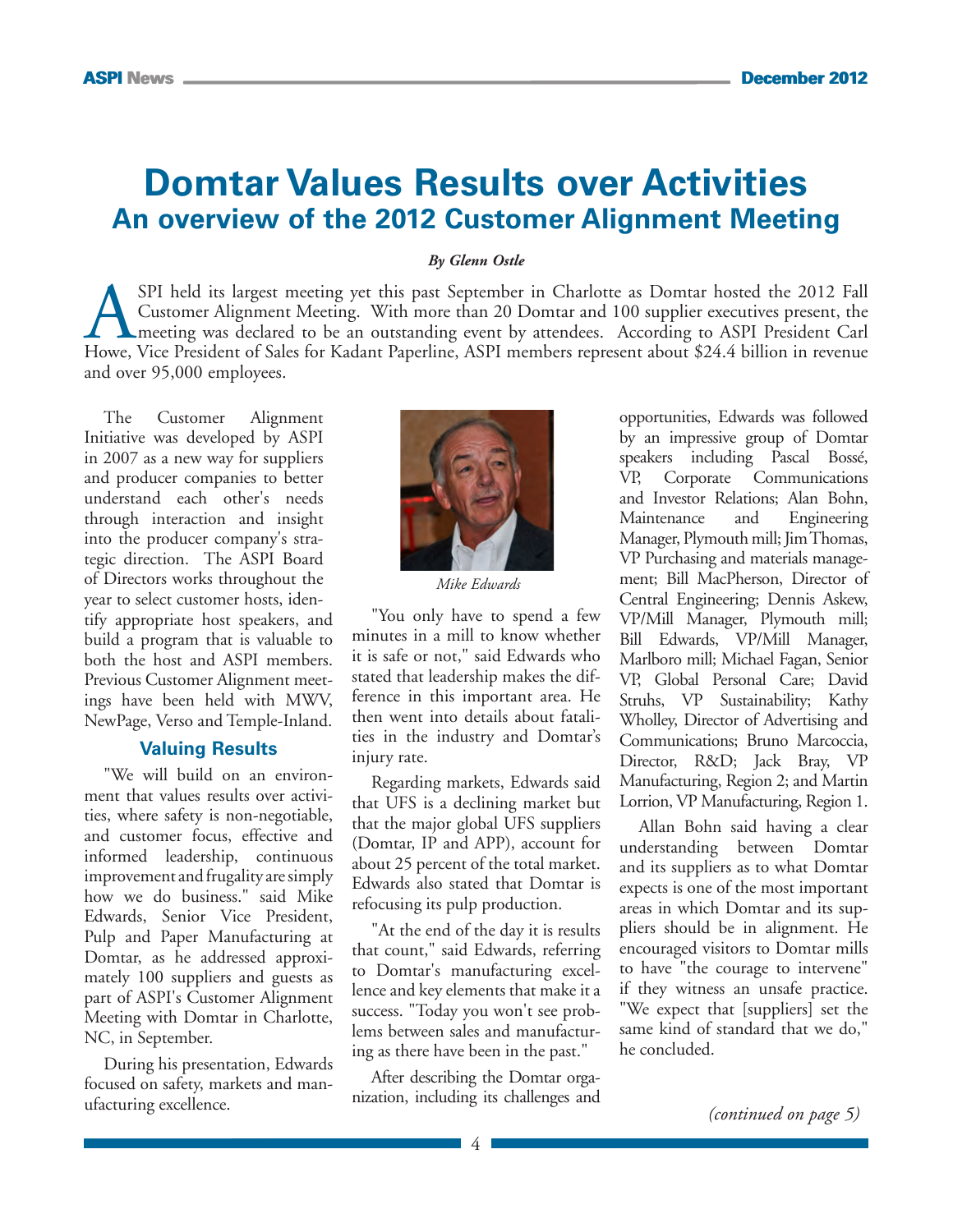# Domtar Values Results over Activities

## An overview of the 2012 Customer Alignment Meeting

*By Glenn Ostle*

ASPI held its largest meeting yet this past September in Charlotte as Domtar hosted the 2012 Fall Customer Alignment Meeting. With more than 20 Domtar and 100 supplier executives present, the meeting was declared to be an outstanding event by attendees. According to ASPI President Carl Howe, Vice President of Sales for Kadant Paperline, ASPI members represent about $24.4 billion in revenue and over 95,000 employees.

The Customer Alignment Initiative was developed by ASPI in 2007 as a new way for suppliers and producer companies to better understand each other's needs through interaction and insight into the producer company's strategic direction. The ASPI Board of Directors works throughout the year to select customer hosts, identify appropriate host speakers, and build a program that is valuable to both the host and ASPI members. Previous Customer Alignment meetings have been held with MWV, NewPage, Verso and Temple-Inland.

### Valuing Results

"We will build on an environment that values results over activities, where safety is non-negotiable, and customer focus, effective and informed leadership, continuous improvement and frugality are simply how we do business." said Mike Edwards, Senior Vice President, Pulp and Paper Manufacturing at Domtar, as he addressed approximately 100 suppliers and guests as part of ASPI's Customer Alignment Meeting with Domtar in Charlotte, NC, in September.

During his presentation, Edwards focused on safety, markets and manufacturing excellence.

*Mike Edwards*

"You only have to spend a few minutes in a mill to know whether it is safe or not," said Edwards who stated that leadership makes the difference in this important area. He then went into details about fatalities in the industry and Domtar's injury rate.

Regarding markets, Edwards said that UFS is a declining market but that the major global UFS suppliers (Domtar, IP and APP), account for about 25 percent of the total market. Edwards also stated that Domtar is refocusing its pulp production.

"At the end of the day it is results that count," said Edwards, referring to Domtar's manufacturing excellence and key elements that make it a success. "Today you won't see problems between sales and manufacturing as there have been in the past."

After describing the Domtar organization, including its challenges and opportunities, Edwards was followed by an impressive group of Domtar speakers including Pascal Bossé, VP, Corporate Communications and Investor Relations; Alan Bohn, Maintenance and Engineering Manager, Plymouth mill; Jim Thomas, VP Purchasing and materials management; Bill MacPherson, Director of Central Engineering; Dennis Askew, VP/Mill Manager, Plymouth mill; Bill Edwards, VP/Mill Manager, Marlboro mill; Michael Fagan, Senior VP, Global Personal Care; David Struhs, VP Sustainability; Kathy Wholley, Director of Advertising and Communications; Bruno Marcoccia, Director, R&D; Jack Bray, VP Manufacturing, Region 2; and Martin Lorrion, VP Manufacturing, Region 1.

Allan Bohn said having a clear understanding between Domtar and its suppliers as to what Domtar expects is one of the most important areas in which Domtar and its suppliers should be in alignment. He encouraged visitors to Domtar mills to have "the courage to intervene" if they witness an unsafe practice. "We expect that [suppliers] set the same kind of standard that we do," he concluded.

*(continued on page 5)*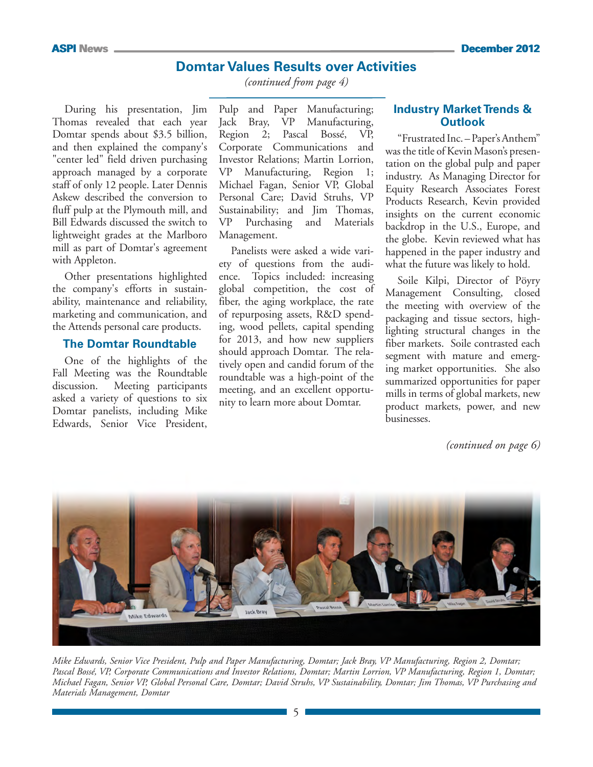## Domtar Values Results over Activities

*(continued from page 4)*

During his presentation, Jim Thomas revealed that each year Domtar spends about $3.5 billion, and then explained the company's "center led" field driven purchasing approach managed by a corporate staff of only 12 people. Later Dennis Askew described the conversion to fluff pulp at the Plymouth mill, and Bill Edwards discussed the switch to lightweight grades at the Marlboro mill as part of Domtar's agreement with Appleton.

Other presentations highlighted the company's efforts in sustainability, maintenance and reliability, marketing and communication, and the Attends personal care products.

### The Domtar Roundtable

One of the highlights of the Fall Meeting was the Roundtable discussion. Meeting participants asked a variety of questions to six Domtar panelists, including Mike Edwards, Senior Vice President, Pulp and Paper Manufacturing; Jack Bray, VP Manufacturing, Region 2; Pascal Bossé, VP, Corporate Communications and Investor Relations; Martin Lorrion, VP Manufacturing, Region 1; Michael Fagan, Senior VP, Global Personal Care; David Struhs, VP Sustainability; and Jim Thomas, VP Purchasing and Materials Management.

Panelists were asked a wide variety of questions from the audience. Topics included: increasing global competition, the cost of fiber, the aging workplace, the rate of repurposing assets, R&D spending, wood pellets, capital spending for 2013, and how new suppliers should approach Domtar. The relatively open and candid forum of the roundtable was a high-point of the meeting, and an excellent opportunity to learn more about Domtar.

### Industry Market Trends & Outlook

"Frustrated Inc. – Paper's Anthem" was the title of Kevin Mason's presentation on the global pulp and paper industry. As Managing Director for Equity Research Associates Forest Products Research, Kevin provided insights on the current economic backdrop in the U.S., Europe, and the globe. Kevin reviewed what has happened in the paper industry and what the future was likely to hold.

Soile Kilpi, Director of Pöyry Management Consulting, closed the meeting with overview of the packaging and tissue sectors, highlighting structural changes in the fiber markets. Soile contrasted each segment with mature and emerging market opportunities. She also summarized opportunities for paper mills in terms of global markets, new product markets, power, and new businesses.

*(continued on page 6)*

*Mike Edwards, Senior Vice President, Pulp and Paper Manufacturing, Domtar; Jack Bray, VP Manufacturing, Region 2, Domtar; Pascal Bossé, VP, Corporate Communications and Investor Relations, Domtar; Martin Lorrion, VP Manufacturing, Region 1, Domtar; Michael Fagan, Senior VP, Global Personal Care, Domtar; David Struhs, VP Sustainability, Domtar; Jim Thomas, VP Purchasing and Materials Management, Domtar*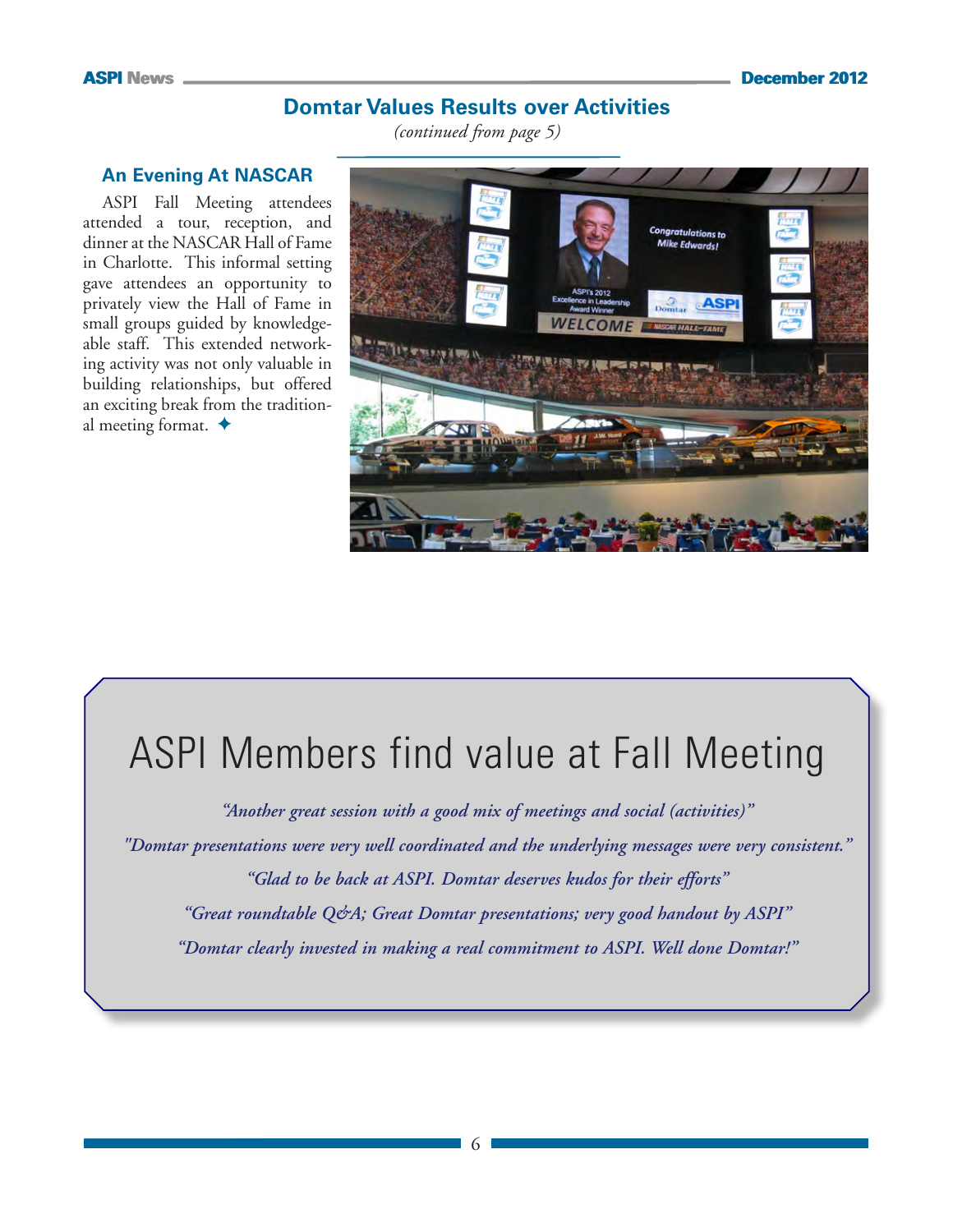## Domtar Values Results over Activities

*(continued from page 5)*

### An Evening At NASCAR

ASPI Fall Meeting attendees attended a tour, reception, and dinner at the NASCAR Hall of Fame in Charlotte. This informal setting gave attendees an opportunity to privately view the Hall of Fame in small groups guided by knowledgeable staff. This extended networking activity was not only valuable in building relationships, but offered an exciting break from the traditional meeting format. ✦

## ASPI Members find value at Fall Meeting

*"Another great session with a good mix of meetings and social (activities)"*

*"Domtar presentations were very well coordinated and the underlying messages were very consistent."*

*"Glad to be back at ASPI. Domtar deserves kudos for their efforts"*

*"Great roundtable Q&A; Great Domtar presentations; very good handout by ASPI"*

*"Domtar clearly invested in making a real commitment to ASPI. Well done Domtar!"*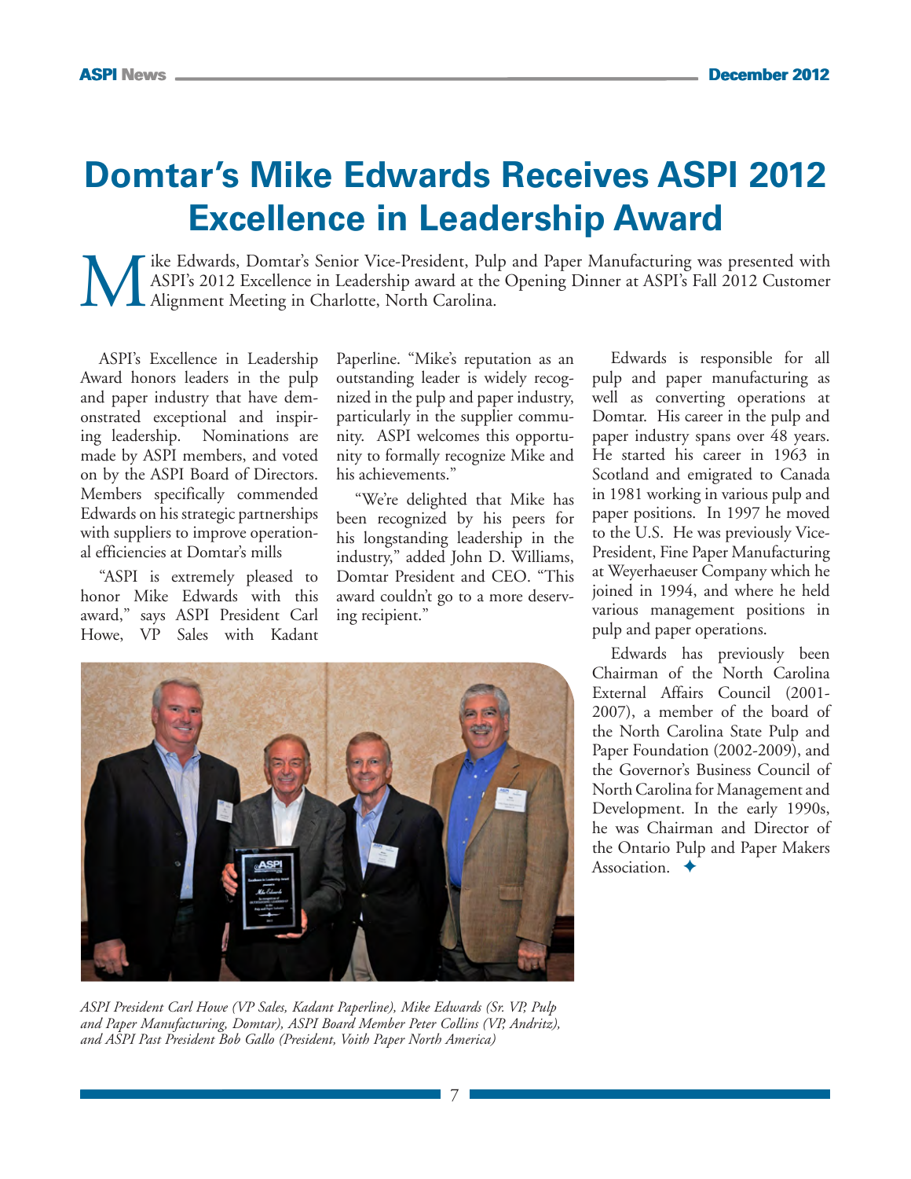# Domtar's Mike Edwards Receives ASPI 2012 Excellence in Leadership Award

Mike Edwards, Domtar's Senior Vice-President, Pulp and Paper Manufacturing was presented with ASPI's 2012 Excellence in Leadership award at the Opening Dinner at ASPI's Fall 2012 Customer Alignment Meeting in Charlotte, North Carolina.

ASPI's Excellence in Leadership Award honors leaders in the pulp and paper industry that have demonstrated exceptional and inspiring leadership. Nominations are made by ASPI members, and voted on by the ASPI Board of Directors. Members specifically commended Edwards on his strategic partnerships with suppliers to improve operational efficiencies at Domtar's mills

"ASPI is extremely pleased to honor Mike Edwards with this award," says ASPI President Carl Howe, VP Sales with Kadant Paperline. "Mike's reputation as an outstanding leader is widely recognized in the pulp and paper industry, particularly in the supplier community. ASPI welcomes this opportunity to formally recognize Mike and his achievements."

"We're delighted that Mike has been recognized by his peers for his longstanding leadership in the industry," added John D. Williams, Domtar President and CEO. "This award couldn't go to a more deserving recipient."

*ASPI President Carl Howe (VP Sales, Kadant Paperline), Mike Edwards (Sr. VP, Pulp and Paper Manufacturing, Domtar), ASPI Board Member Peter Collins (VP, Andritz), and ASPI Past President Bob Gallo (President, Voith Paper North America)*

Edwards is responsible for all pulp and paper manufacturing as well as converting operations at Domtar. His career in the pulp and paper industry spans over 48 years. He started his career in 1963 in Scotland and emigrated to Canada in 1981 working in various pulp and paper positions. In 1997 he moved to the U.S. He was previously Vice-President, Fine Paper Manufacturing at Weyerhaeuser Company which he joined in 1994, and where he held various management positions in pulp and paper operations.

Edwards has previously been Chairman of the North Carolina External Affairs Council (2001-2007), a member of the board of the North Carolina State Pulp and Paper Foundation (2002-2009), and the Governor's Business Council of North Carolina for Management and Development. In the early 1990s, he was Chairman and Director of the Ontario Pulp and Paper Makers Association. ✦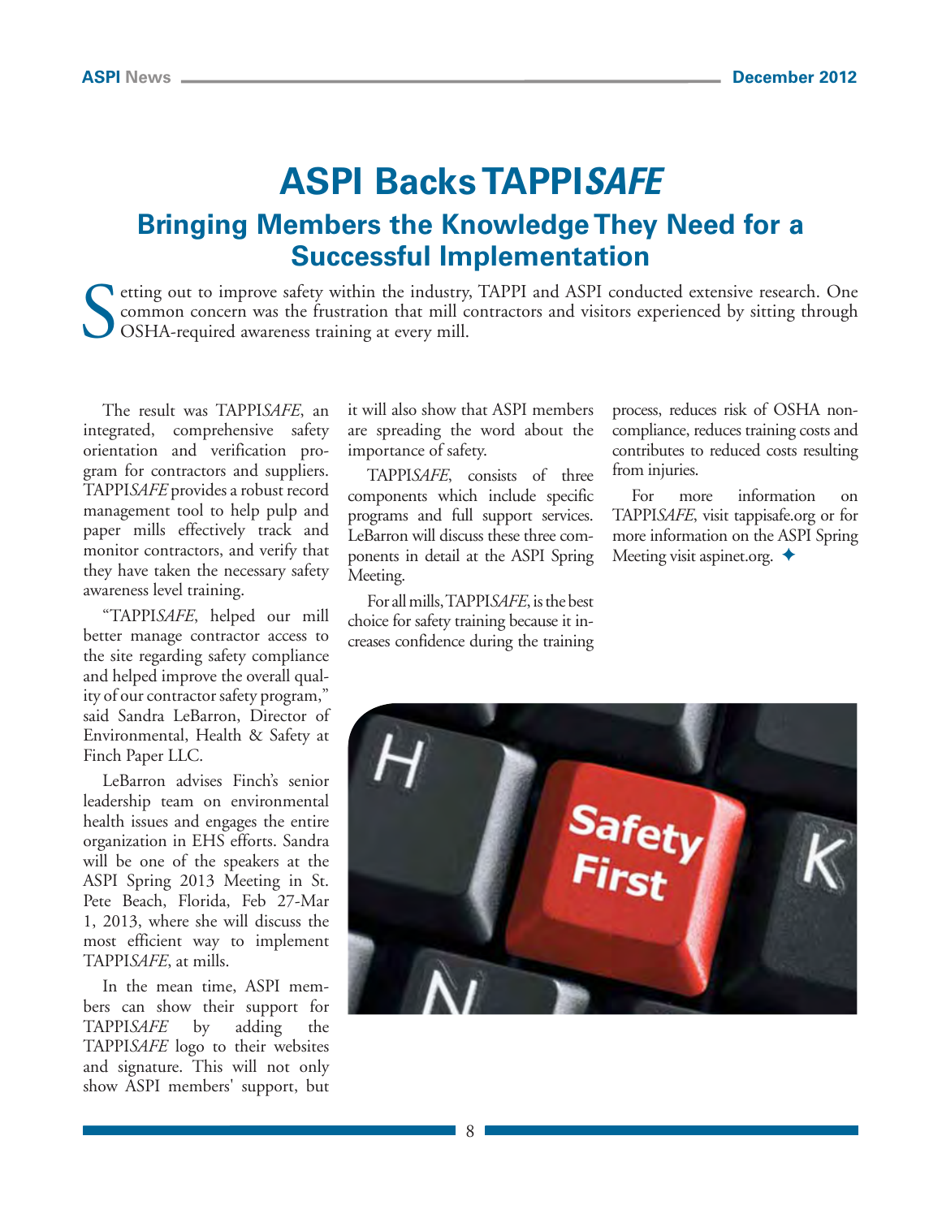# ASPI Backs TAPPI*SAFE*

## Bringing Members the Knowledge They Need for a Successful Implementation

Setting out to improve safety within the industry, TAPPI and ASPI conducted extensive research. One common concern was the frustration that mill contractors and visitors experienced by sitting through OSHA-required awareness training at every mill.

The result was TAPPI*SAFE*, an integrated, comprehensive safety orientation and verification program for contractors and suppliers. TAPPI*SAFE* provides a robust record management tool to help pulp and paper mills effectively track and monitor contractors, and verify that they have taken the necessary safety awareness level training.

"TAPPI*SAFE*, helped our mill better manage contractor access to the site regarding safety compliance and helped improve the overall quality of our contractor safety program," said Sandra LeBarron, Director of Environmental, Health & Safety at Finch Paper LLC.

LeBarron advises Finch's senior leadership team on environmental health issues and engages the entire organization in EHS efforts. Sandra will be one of the speakers at the ASPI Spring 2013 Meeting in St. Pete Beach, Florida, Feb 27-Mar 1, 2013, where she will discuss the most efficient way to implement TAPPI*SAFE*, at mills.

In the mean time, ASPI members can show their support for TAPPI*SAFE* by adding the TAPPI*SAFE* logo to their websites and signature. This will not only show ASPI members' support, but it will also show that ASPI members are spreading the word about the importance of safety.

TAPPI*SAFE*, consists of three components which include specific programs and full support services. LeBarron will discuss these three components in detail at the ASPI Spring Meeting.

For all mills, TAPPI*SAFE*, is the best choice for safety training because it increases confidence during the training process, reduces risk of OSHA non-compliance, reduces training costs and contributes to reduced costs resulting from injuries.

For more information on TAPPI*SAFE*, visit tappisafe.org or for more information on the ASPI Spring Meeting visit aspinet.org. ✦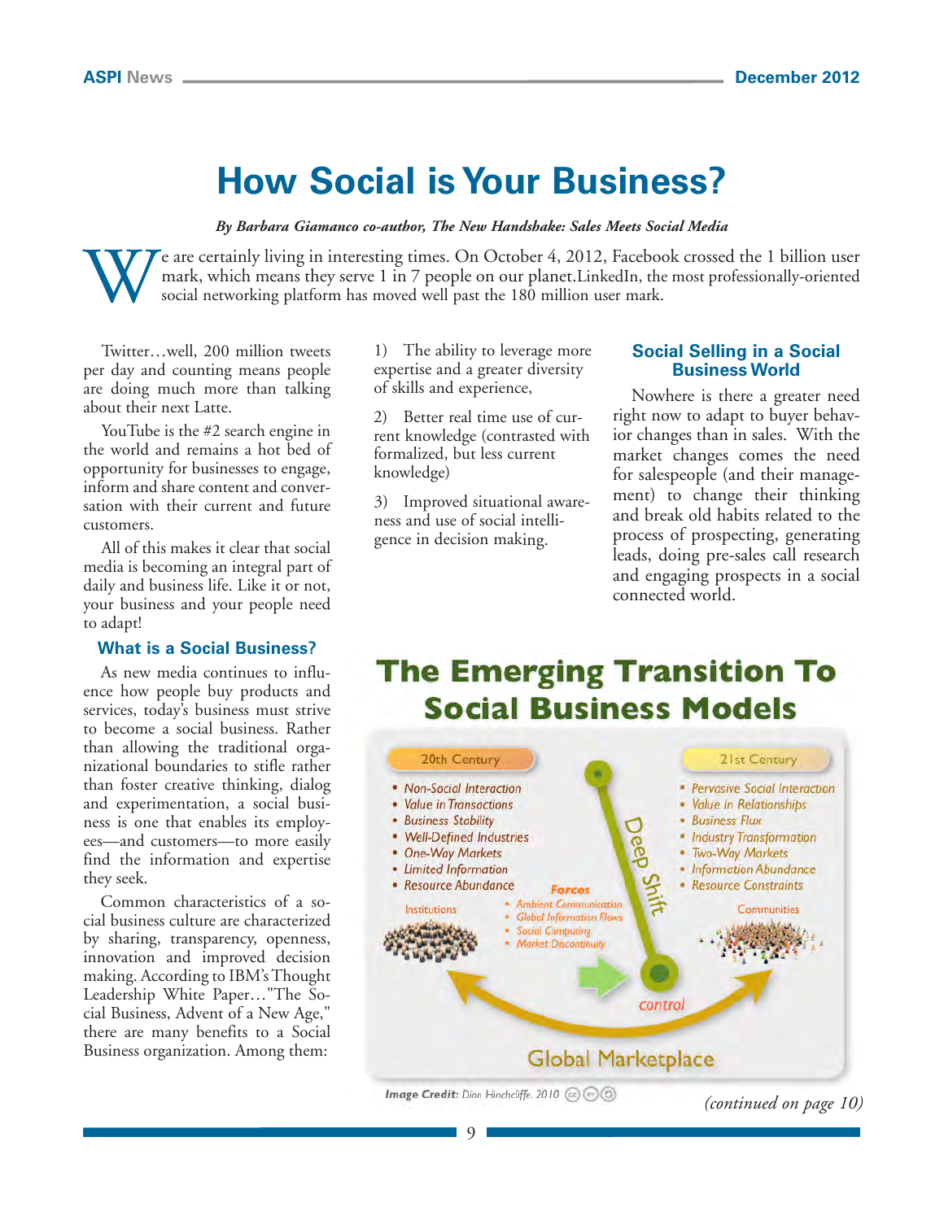# How Social is Your Business?

*By Barbara Giamanco co-author, The New Handshake: Sales Meets Social Media*

We are certainly living in interesting times. On October 4, 2012, Facebook crossed the 1 billion user mark, which means they serve 1 in 7 people on our planet.LinkedIn, the most professionally-oriented social networking platform has moved well past the 180 million user mark.

Twitter…well, 200 million tweets per day and counting means people are doing much more than talking about their next Latte.

YouTube is the #2 search engine in the world and remains a hot bed of opportunity for businesses to engage, inform and share content and conversation with their current and future customers.

All of this makes it clear that social media is becoming an integral part of daily and business life. Like it or not, your business and your people need to adapt!

### What is a Social Business?

As new media continues to influence how people buy products and services, today's business must strive to become a social business. Rather than allowing the traditional organizational boundaries to stifle rather than foster creative thinking, dialog and experimentation, a social business is one that enables its employees—and customers—to more easily find the information and expertise they seek.

Common characteristics of a social business culture are characterized by sharing, transparency, openness, innovation and improved decision making. According to IBM's Thought Leadership White Paper…"The Social Business, Advent of a New Age," there are many benefits to a Social Business organization. Among them:

1) The ability to leverage more expertise and a greater diversity of skills and experience,

2) Better real time use of current knowledge (contrasted with formalized, but less current knowledge)

3) Improved situational awareness and use of social intelligence in decision making.

### Social Selling in a Social Business World

Nowhere is there a greater need right now to adapt to buyer behavior changes than in sales. With the market changes comes the need for salespeople (and their management) to change their thinking and break old habits related to the process of prospecting, generating leads, doing pre-sales call research and engaging prospects in a social connected world.

**The Emerging Transition To Social Business Models**

| 20th Century | 21st Century |
|---|---|
| Non-Social Interaction | Pervasive Social Interaction |
| Value in Transactions | Value in Relationships |
| Business Stability | Business Flux |
| Well-Defined Industries | Industry Transformation |
| One-Way Markets | Two-Way Markets |
| Limited Information | Information Abundance |
| Resource Abundance | Resource Constraints |

Institutions → Communities (Deep Shift; control; Global Marketplace)

Forces:
- Ambient Communication
- Global Information Flows
- Social Computing
- Market Discontinuity

**Image Credit:** Dion Hinchcliffe, 2010

*(continued on page 10)*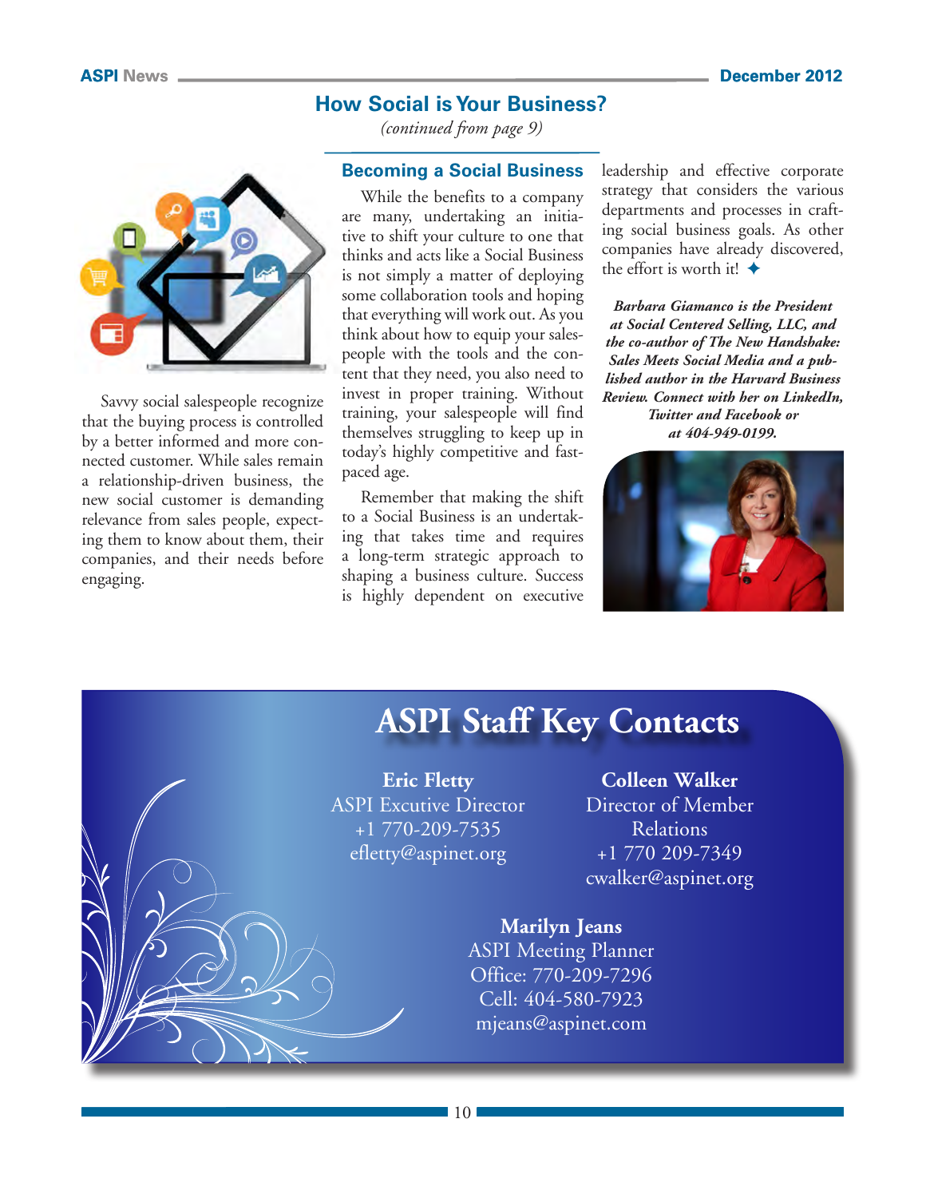# How Social is Your Business?

*(continued from page 9)*

Savvy social salespeople recognize that the buying process is controlled by a better informed and more connected customer. While sales remain a relationship-driven business, the new social customer is demanding relevance from sales people, expecting them to know about them, their companies, and their needs before engaging.

## Becoming a Social Business

While the benefits to a company are many, undertaking an initiative to shift your culture to one that thinks and acts like a Social Business is not simply a matter of deploying some collaboration tools and hoping that everything will work out. As you think about how to equip your salespeople with the tools and the content that they need, you also need to invest in proper training. Without training, your salespeople will find themselves struggling to keep up in today's highly competitive and fast-paced age.

Remember that making the shift to a Social Business is an undertaking that takes time and requires a long-term strategic approach to shaping a business culture. Success is highly dependent on executive leadership and effective corporate strategy that considers the various departments and processes in crafting social business goals. As other companies have already discovered, the effort is worth it! ✦

***Barbara Giamanco is the President at Social Centered Selling, LLC, and the co-author of The New Handshake: Sales Meets Social Media and a published author in the Harvard Business Review. Connect with her on LinkedIn, Twitter and Facebook or at 404-949-0199.***

# ASPI Staff Key Contacts

**Eric Fletty**
ASPI Excutive Director
+1 770-209-7535
efletty@aspinet.org

**Colleen Walker**
Director of Member Relations
+1 770 209-7349
cwalker@aspinet.org

**Marilyn Jeans**
ASPI Meeting Planner
Office: 770-209-7296
Cell: 404-580-7923
mjeans@aspinet.com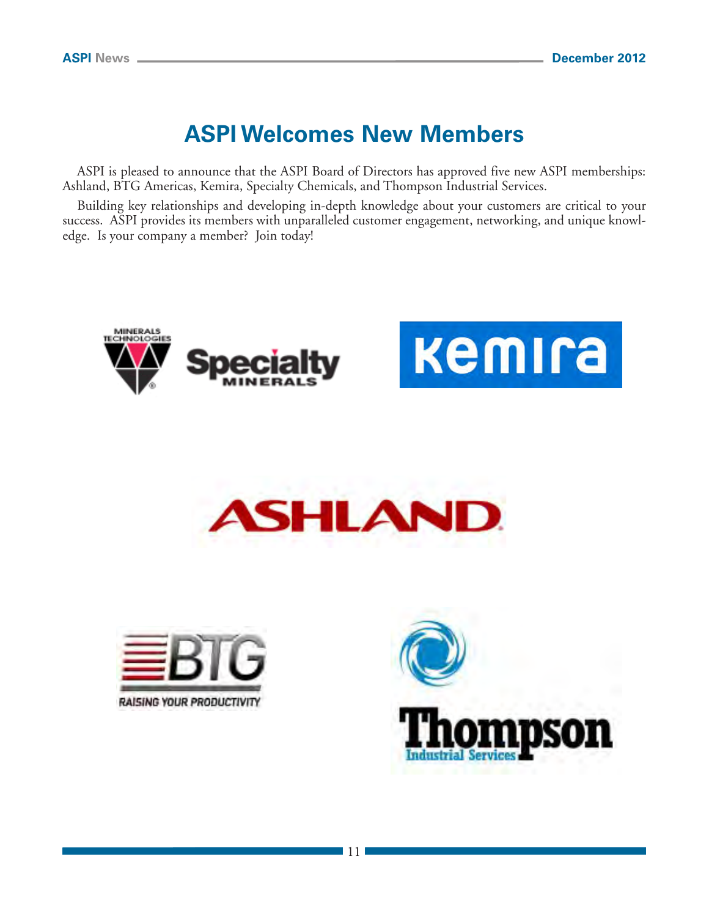# ASPI Welcomes New Members

ASPI is pleased to announce that the ASPI Board of Directors has approved five new ASPI memberships: Ashland, BTG Americas, Kemira, Specialty Chemicals, and Thompson Industrial Services.

Building key relationships and developing in-depth knowledge about your customers are critical to your success. ASPI provides its members with unparalleled customer engagement, networking, and unique knowledge. Is your company a member? Join today!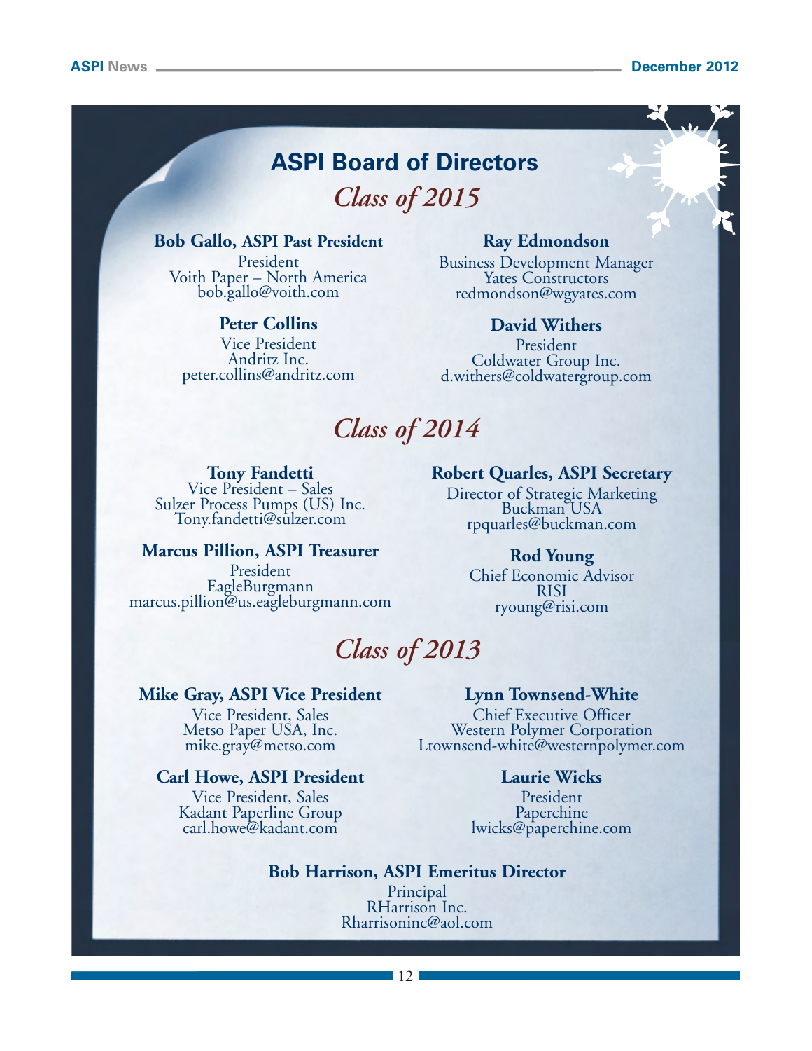# ASPI Board of Directors

## *Class of 2015*

**Bob Gallo, ASPI Past President**
President
Voith Paper – North America
bob.gallo@voith.com

**Ray Edmondson**
Business Development Manager
Yates Constructors
redmondson@wgyates.com

**Peter Collins**
Vice President
Andritz Inc.
peter.collins@andritz.com

**David Withers**
President
Coldwater Group Inc.
d.withers@coldwatergroup.com

## *Class of 2014*

**Tony Fandetti**
Vice President – Sales
Sulzer Process Pumps (US) Inc.
Tony.fandetti@sulzer.com

**Robert Quarles, ASPI Secretary**
Director of Strategic Marketing
Buckman USA
rpquarles@buckman.com

**Marcus Pillion, ASPI Treasurer**
President
EagleBurgmann
marcus.pillion@us.eagleburgmann.com

**Rod Young**
Chief Economic Advisor
RISI
ryoung@risi.com

## *Class of 2013*

**Mike Gray, ASPI Vice President**
Vice President, Sales
Metso Paper USA, Inc.
mike.gray@metso.com

**Lynn Townsend-White**
Chief Executive Officer
Western Polymer Corporation
Ltownsend-white@westernpolymer.com

**Carl Howe, ASPI President**
Vice President, Sales
Kadant Paperline Group
carl.howe@kadant.com

**Laurie Wicks**
President
Paperchine
lwicks@paperchine.com

**Bob Harrison, ASPI Emeritus Director**
Principal
RHarrison Inc.
Rharrisoninc@aol.com